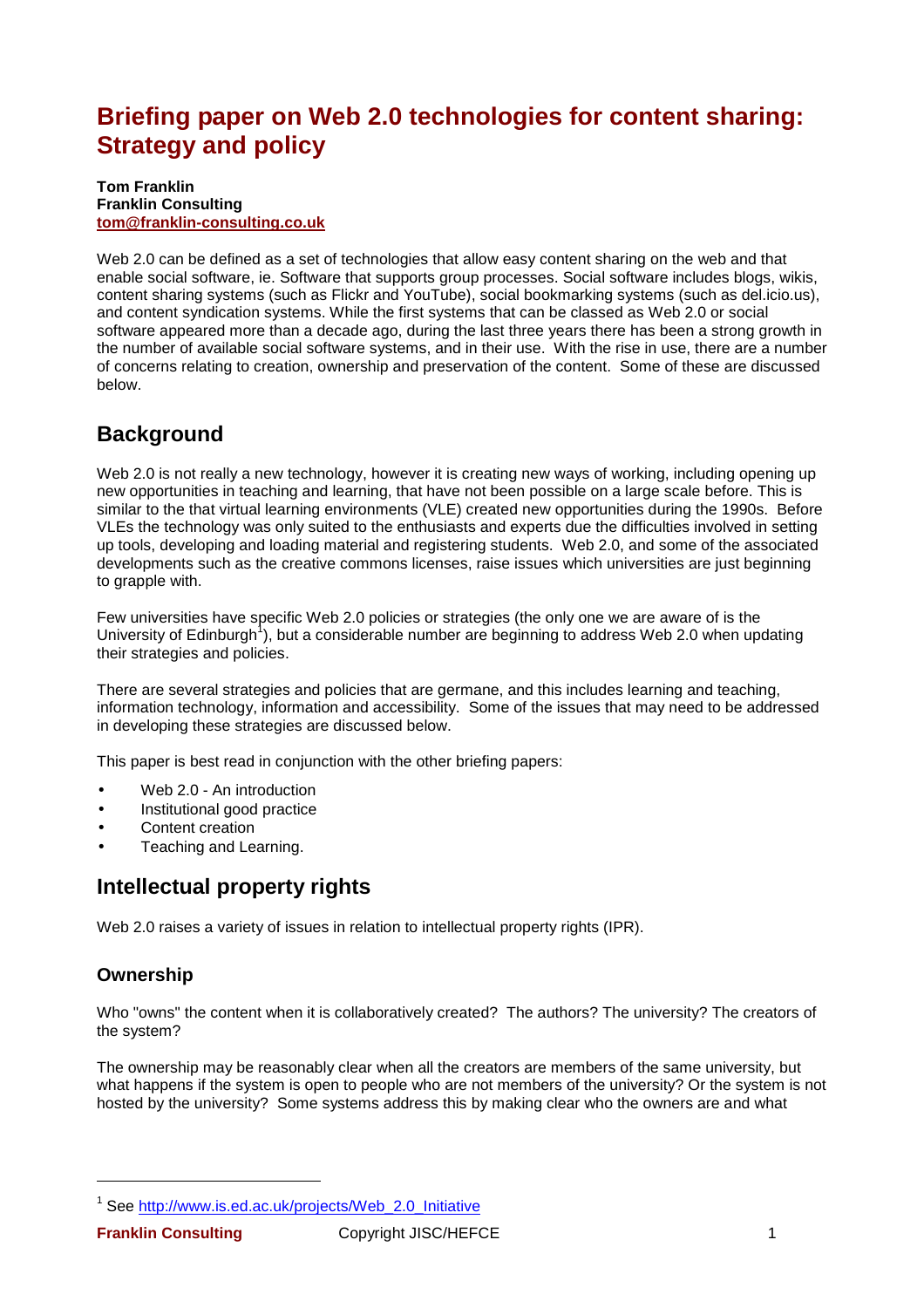# Briefing paper on Web 2.0 technologies for content sharing: Strategy and policy

**Tom Franklin**
**Franklin Consulting**
**tom@franklin-consulting.co.uk**

Web 2.0 can be defined as a set of technologies that allow easy content sharing on the web and that enable social software, ie. Software that supports group processes. Social software includes blogs, wikis, content sharing systems (such as Flickr and YouTube), social bookmarking systems (such as del.icio.us), and content syndication systems. While the first systems that can be classed as Web 2.0 or social software appeared more than a decade ago, during the last three years there has been a strong growth in the number of available social software systems, and in their use. With the rise in use, there are a number of concerns relating to creation, ownership and preservation of the content. Some of these are discussed below.

## Background

Web 2.0 is not really a new technology, however it is creating new ways of working, including opening up new opportunities in teaching and learning, that have not been possible on a large scale before. This is similar to the that virtual learning environments (VLE) created new opportunities during the 1990s. Before VLEs the technology was only suited to the enthusiasts and experts due the difficulties involved in setting up tools, developing and loading material and registering students. Web 2.0, and some of the associated developments such as the creative commons licenses, raise issues which universities are just beginning to grapple with.

Few universities have specific Web 2.0 policies or strategies (the only one we are aware of is the University of Edinburgh[1]), but a considerable number are beginning to address Web 2.0 when updating their strategies and policies.

There are several strategies and policies that are germane, and this includes learning and teaching, information technology, information and accessibility. Some of the issues that may need to be addressed in developing these strategies are discussed below.

This paper is best read in conjunction with the other briefing papers:

- Web 2.0 - An introduction
- Institutional good practice
- Content creation
- Teaching and Learning.

## Intellectual property rights

Web 2.0 raises a variety of issues in relation to intellectual property rights (IPR).

### Ownership

Who "owns" the content when it is collaboratively created? The authors? The university? The creators of the system?

The ownership may be reasonably clear when all the creators are members of the same university, but what happens if the system is open to people who are not members of the university? Or the system is not hosted by the university? Some systems address this by making clear who the owners are and what

[1] See http://www.is.ed.ac.uk/projects/Web_2.0_Initiative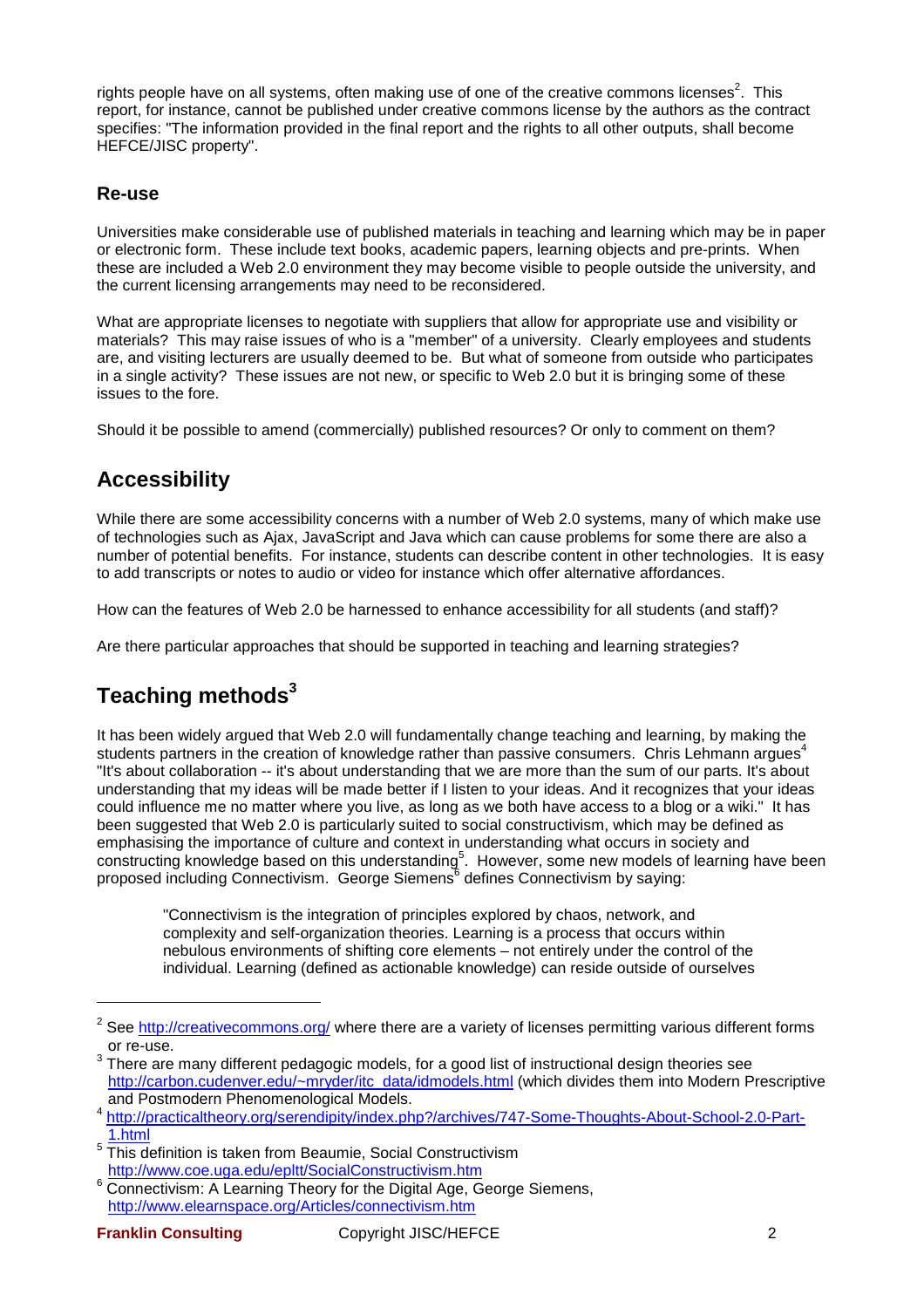rights people have on all systems, often making use of one of the creative commons licenses[2]. This report, for instance, cannot be published under creative commons license by the authors as the contract specifies: "The information provided in the final report and the rights to all other outputs, shall become HEFCE/JISC property".

### Re-use

Universities make considerable use of published materials in teaching and learning which may be in paper or electronic form. These include text books, academic papers, learning objects and pre-prints. When these are included a Web 2.0 environment they may become visible to people outside the university, and the current licensing arrangements may need to be reconsidered.

What are appropriate licenses to negotiate with suppliers that allow for appropriate use and visibility or materials? This may raise issues of who is a "member" of a university. Clearly employees and students are, and visiting lecturers are usually deemed to be. But what of someone from outside who participates in a single activity? These issues are not new, or specific to Web 2.0 but it is bringing some of these issues to the fore.

Should it be possible to amend (commercially) published resources? Or only to comment on them?

## Accessibility

While there are some accessibility concerns with a number of Web 2.0 systems, many of which make use of technologies such as Ajax, JavaScript and Java which can cause problems for some there are also a number of potential benefits. For instance, students can describe content in other technologies. It is easy to add transcripts or notes to audio or video for instance which offer alternative affordances.

How can the features of Web 2.0 be harnessed to enhance accessibility for all students (and staff)?

Are there particular approaches that should be supported in teaching and learning strategies?

## Teaching methods[3]

It has been widely argued that Web 2.0 will fundamentally change teaching and learning, by making the students partners in the creation of knowledge rather than passive consumers. Chris Lehmann argues[4] "It's about collaboration -- it's about understanding that we are more than the sum of our parts. It's about understanding that my ideas will be made better if I listen to your ideas. And it recognizes that your ideas could influence me no matter where you live, as long as we both have access to a blog or a wiki." It has been suggested that Web 2.0 is particularly suited to social constructivism, which may be defined as emphasising the importance of culture and context in understanding what occurs in society and constructing knowledge based on this understanding[5]. However, some new models of learning have been proposed including Connectivism. George Siemens[6] defines Connectivism by saying:

> "Connectivism is the integration of principles explored by chaos, network, and complexity and self-organization theories. Learning is a process that occurs within nebulous environments of shifting core elements – not entirely under the control of the individual. Learning (defined as actionable knowledge) can reside outside of ourselves

---

[2] See http://creativecommons.org/ where there are a variety of licenses permitting various different forms or re-use.

[3] There are many different pedagogic models, for a good list of instructional design theories see http://carbon.cudenver.edu/~mryder/itc_data/idmodels.html (which divides them into Modern Prescriptive and Postmodern Phenomenological Models.

[4] http://practicaltheory.org/serendipity/index.php?/archives/747-Some-Thoughts-About-School-2.0-Part-1.html

[5] This definition is taken from Beaumie, Social Constructivism http://www.coe.uga.edu/epltt/SocialConstructivism.htm

[6] Connectivism: A Learning Theory for the Digital Age, George Siemens, http://www.elearnspace.org/Articles/connectivism.htm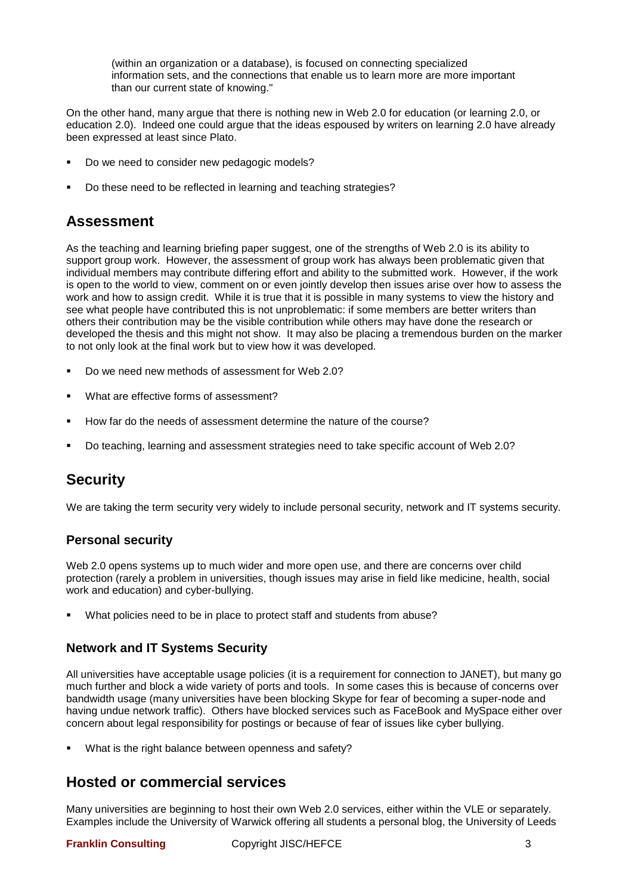(within an organization or a database), is focused on connecting specialized information sets, and the connections that enable us to learn more are more important than our current state of knowing."

On the other hand, many argue that there is nothing new in Web 2.0 for education (or learning 2.0, or education 2.0). Indeed one could argue that the ideas espoused by writers on learning 2.0 have already been expressed at least since Plato.

- Do we need to consider new pedagogic models?
- Do these need to be reflected in learning and teaching strategies?

## Assessment

As the teaching and learning briefing paper suggest, one of the strengths of Web 2.0 is its ability to support group work. However, the assessment of group work has always been problematic given that individual members may contribute differing effort and ability to the submitted work. However, if the work is open to the world to view, comment on or even jointly develop then issues arise over how to assess the work and how to assign credit. While it is true that it is possible in many systems to view the history and see what people have contributed this is not unproblematic: if some members are better writers than others their contribution may be the visible contribution while others may have done the research or developed the thesis and this might not show. It may also be placing a tremendous burden on the marker to not only look at the final work but to view how it was developed.

- Do we need new methods of assessment for Web 2.0?
- What are effective forms of assessment?
- How far do the needs of assessment determine the nature of the course?
- Do teaching, learning and assessment strategies need to take specific account of Web 2.0?

## Security

We are taking the term security very widely to include personal security, network and IT systems security.

### Personal security

Web 2.0 opens systems up to much wider and more open use, and there are concerns over child protection (rarely a problem in universities, though issues may arise in field like medicine, health, social work and education) and cyber-bullying.

- What policies need to be in place to protect staff and students from abuse?

### Network and IT Systems Security

All universities have acceptable usage policies (it is a requirement for connection to JANET), but many go much further and block a wide variety of ports and tools. In some cases this is because of concerns over bandwidth usage (many universities have been blocking Skype for fear of becoming a super-node and having undue network traffic). Others have blocked services such as FaceBook and MySpace either over concern about legal responsibility for postings or because of fear of issues like cyber bullying.

- What is the right balance between openness and safety?

## Hosted or commercial services

Many universities are beginning to host their own Web 2.0 services, either within the VLE or separately. Examples include the University of Warwick offering all students a personal blog, the University of Leeds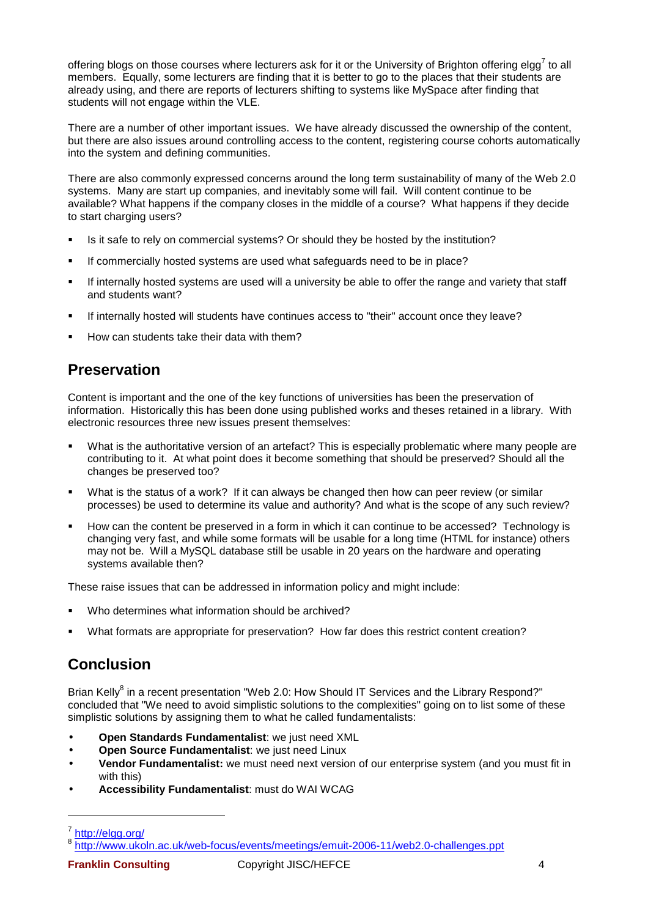offering blogs on those courses where lecturers ask for it or the University of Brighton offering elgg[7] to all members. Equally, some lecturers are finding that it is better to go to the places that their students are already using, and there are reports of lecturers shifting to systems like MySpace after finding that students will not engage within the VLE.

There are a number of other important issues. We have already discussed the ownership of the content, but there are also issues around controlling access to the content, registering course cohorts automatically into the system and defining communities.

There are also commonly expressed concerns around the long term sustainability of many of the Web 2.0 systems. Many are start up companies, and inevitably some will fail. Will content continue to be available? What happens if the company closes in the middle of a course? What happens if they decide to start charging users?

- Is it safe to rely on commercial systems? Or should they be hosted by the institution?
- If commercially hosted systems are used what safeguards need to be in place?
- If internally hosted systems are used will a university be able to offer the range and variety that staff and students want?
- If internally hosted will students have continues access to "their" account once they leave?
- How can students take their data with them?

## Preservation

Content is important and the one of the key functions of universities has been the preservation of information. Historically this has been done using published works and theses retained in a library. With electronic resources three new issues present themselves:

- What is the authoritative version of an artefact? This is especially problematic where many people are contributing to it. At what point does it become something that should be preserved? Should all the changes be preserved too?
- What is the status of a work? If it can always be changed then how can peer review (or similar processes) be used to determine its value and authority? And what is the scope of any such review?
- How can the content be preserved in a form in which it can continue to be accessed? Technology is changing very fast, and while some formats will be usable for a long time (HTML for instance) others may not be. Will a MySQL database still be usable in 20 years on the hardware and operating systems available then?

These raise issues that can be addressed in information policy and might include:

- Who determines what information should be archived?
- What formats are appropriate for preservation? How far does this restrict content creation?

## Conclusion

Brian Kelly[8] in a recent presentation "Web 2.0: How Should IT Services and the Library Respond?" concluded that "We need to avoid simplistic solutions to the complexities" going on to list some of these simplistic solutions by assigning them to what he called fundamentalists:

- **Open Standards Fundamentalist**: we just need XML
- **Open Source Fundamentalist**: we just need Linux
- **Vendor Fundamentalist:** we must need next version of our enterprise system (and you must fit in with this)
- **Accessibility Fundamentalist**: must do WAI WCAG

---

[7] http://elgg.org/

[8] http://www.ukoln.ac.uk/web-focus/events/meetings/emuit-2006-11/web2.0-challenges.ppt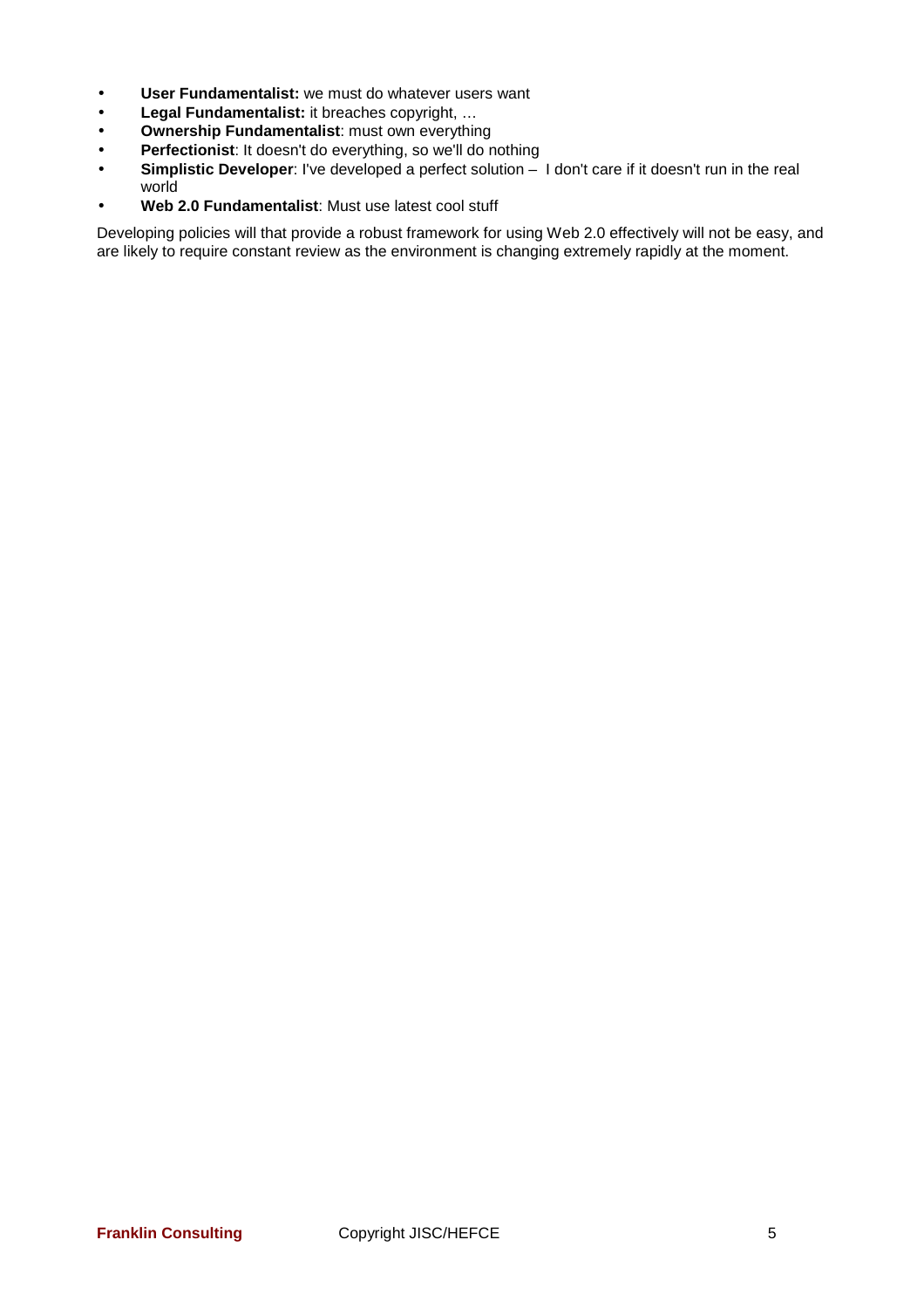- **User Fundamentalist:** we must do whatever users want
- **Legal Fundamentalist:** it breaches copyright, …
- **Ownership Fundamentalist**: must own everything
- **Perfectionist**: It doesn't do everything, so we'll do nothing
- **Simplistic Developer**: I've developed a perfect solution – I don't care if it doesn't run in the real world
- **Web 2.0 Fundamentalist**: Must use latest cool stuff

Developing policies will that provide a robust framework for using Web 2.0 effectively will not be easy, and are likely to require constant review as the environment is changing extremely rapidly at the moment.